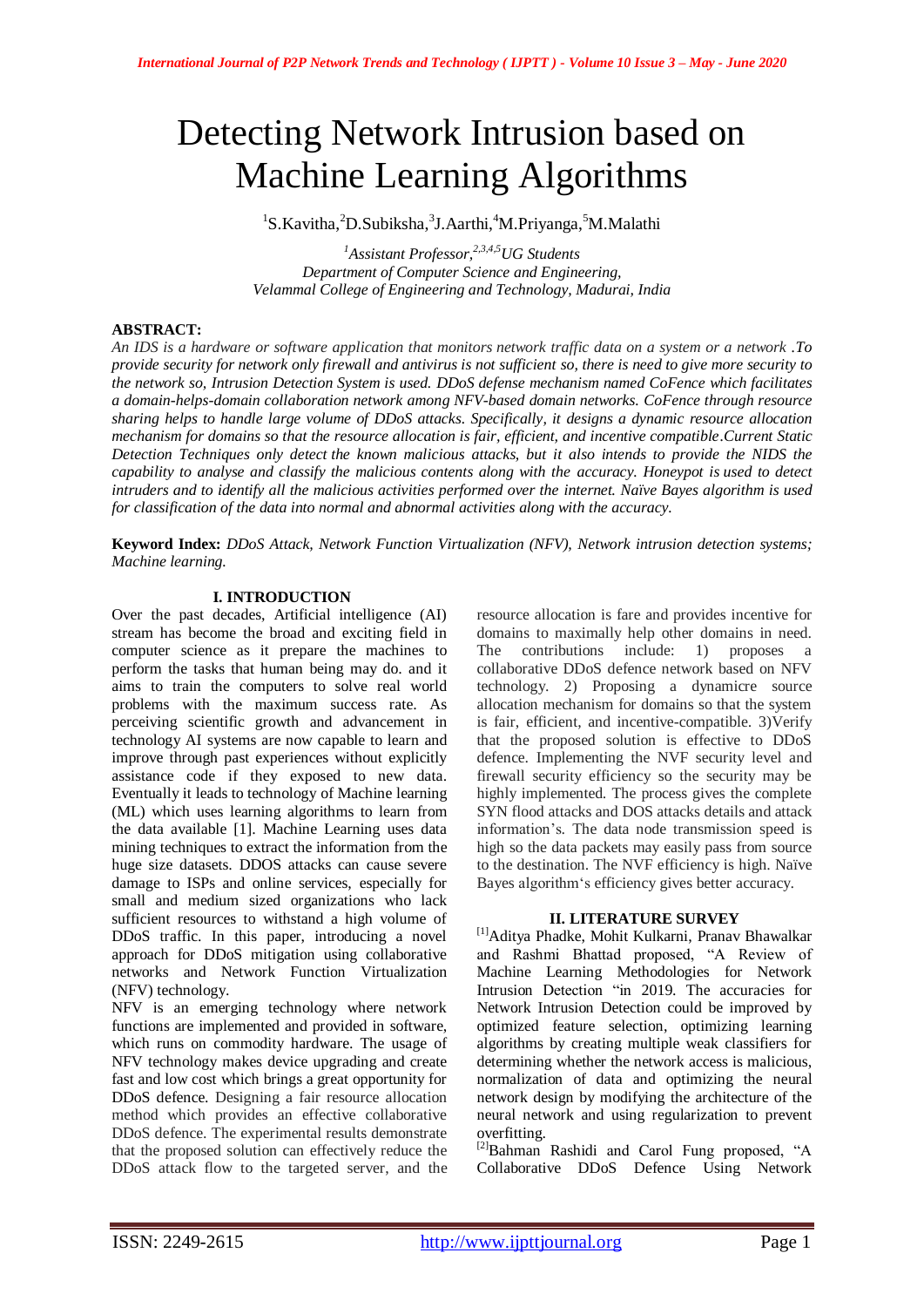# Detecting Network Intrusion based on Machine Learning Algorithms

[1]S.Kavitha,[2]D.Subiksha,[3]J.Aarthi,[4]M.Priyanga,[5]M.Malathi

*[1]Assistant Professor,[2,3,4,5]UG Students*
*Department of Computer Science and Engineering,*
*Velammal College of Engineering and Technology, Madurai, India*

**ABSTRACT:**
*An IDS is a hardware or software application that monitors network traffic data on a system or a network .To provide security for network only firewall and antivirus is not sufficient so, there is need to give more security to the network so, Intrusion Detection System is used. DDoS defense mechanism named CoFence which facilitates a domain-helps-domain collaboration network among NFV-based domain networks. CoFence through resource sharing helps to handle large volume of DDoS attacks. Specifically, it designs a dynamic resource allocation mechanism for domains so that the resource allocation is fair, efficient, and incentive compatible.Current Static Detection Techniques only detect the known malicious attacks, but it also intends to provide the NIDS the capability to analyse and classify the malicious contents along with the accuracy. Honeypot is used to detect intruders and to identify all the malicious activities performed over the internet. Naïve Bayes algorithm is used for classification of the data into normal and abnormal activities along with the accuracy.*

**Keyword Index:** *DDoS Attack, Network Function Virtualization (NFV), Network intrusion detection systems; Machine learning.*

## I. INTRODUCTION

Over the past decades, Artificial intelligence (AI) stream has become the broad and exciting field in computer science as it prepare the machines to perform the tasks that human being may do. and it aims to train the computers to solve real world problems with the maximum success rate. As perceiving scientific growth and advancement in technology AI systems are now capable to learn and improve through past experiences without explicitly assistance code if they exposed to new data. Eventually it leads to technology of Machine learning (ML) which uses learning algorithms to learn from the data available [1]. Machine Learning uses data mining techniques to extract the information from the huge size datasets. DDOS attacks can cause severe damage to ISPs and online services, especially for small and medium sized organizations who lack sufficient resources to withstand a high volume of DDoS traffic. In this paper, introducing a novel approach for DDoS mitigation using collaborative networks and Network Function Virtualization (NFV) technology.

NFV is an emerging technology where network functions are implemented and provided in software, which runs on commodity hardware. The usage of NFV technology makes device upgrading and create fast and low cost which brings a great opportunity for DDoS defence. Designing a fair resource allocation method which provides an effective collaborative DDoS defence. The experimental results demonstrate that the proposed solution can effectively reduce the DDoS attack flow to the targeted server, and the resource allocation is fare and provides incentive for domains to maximally help other domains in need. The contributions include: 1) proposes a collaborative DDoS defence network based on NFV technology. 2) Proposing a dynamicre source allocation mechanism for domains so that the system is fair, efficient, and incentive-compatible. 3)Verify that the proposed solution is effective to DDoS defence. Implementing the NVF security level and firewall security efficiency so the security may be highly implemented. The process gives the complete SYN flood attacks and DOS attacks details and attack information's. The data node transmission speed is high so the data packets may easily pass from source to the destination. The NVF efficiency is high. Naïve Bayes algorithm's efficiency gives better accuracy.

## II. LITERATURE SURVEY

[1]Aditya Phadke, Mohit Kulkarni, Pranav Bhawalkar and Rashmi Bhattad proposed, "A Review of Machine Learning Methodologies for Network Intrusion Detection "in 2019. The accuracies for Network Intrusion Detection could be improved by optimized feature selection, optimizing learning algorithms by creating multiple weak classifiers for determining whether the network access is malicious, normalization of data and optimizing the neural network design by modifying the architecture of the neural network and using regularization to prevent overfitting.

[2]Bahman Rashidi and Carol Fung proposed, "A Collaborative DDoS Defence Using Network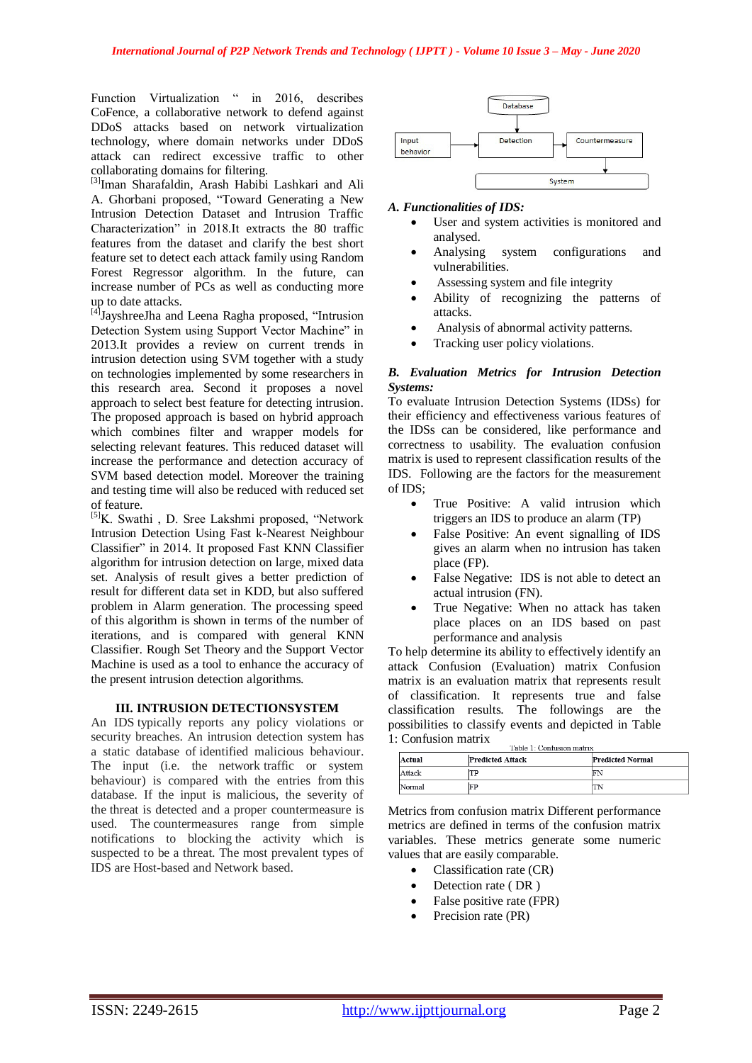Function Virtualization " in 2016, describes CoFence, a collaborative network to defend against DDoS attacks based on network virtualization technology, where domain networks under DDoS attack can redirect excessive traffic to other collaborating domains for filtering.

[3]Iman Sharafaldin, Arash Habibi Lashkari and Ali A. Ghorbani proposed, "Toward Generating a New Intrusion Detection Dataset and Intrusion Traffic Characterization" in 2018.It extracts the 80 traffic features from the dataset and clarify the best short feature set to detect each attack family using Random Forest Regressor algorithm. In the future, can increase number of PCs as well as conducting more up to date attacks.

[4]JayshreeJha and Leena Ragha proposed, "Intrusion Detection System using Support Vector Machine" in 2013.It provides a review on current trends in intrusion detection using SVM together with a study on technologies implemented by some researchers in this research area. Second it proposes a novel approach to select best feature for detecting intrusion. The proposed approach is based on hybrid approach which combines filter and wrapper models for selecting relevant features. This reduced dataset will increase the performance and detection accuracy of SVM based detection model. Moreover the training and testing time will also be reduced with reduced set of feature.

[5]K. Swathi , D. Sree Lakshmi proposed, "Network Intrusion Detection Using Fast k-Nearest Neighbour Classifier" in 2014. It proposed Fast KNN Classifier algorithm for intrusion detection on large, mixed data set. Analysis of result gives a better prediction of result for different data set in KDD, but also suffered problem in Alarm generation. The processing speed of this algorithm is shown in terms of the number of iterations, and is compared with general KNN Classifier. Rough Set Theory and the Support Vector Machine is used as a tool to enhance the accuracy of the present intrusion detection algorithms.

## III. INTRUSION DETECTIONSYSTEM

An IDS typically reports any policy violations or security breaches. An intrusion detection system has a static database of identified malicious behaviour. The input (i.e. the network traffic or system behaviour) is compared with the entries from this database. If the input is malicious, the severity of the threat is detected and a proper countermeasure is used. The countermeasures range from simple notifications to blocking the activity which is suspected to be a threat. The most prevalent types of IDS are Host-based and Network based.

Database → Detection; Input behavior → Detection → Countermeasure → System

### *A. Functionalities of IDS:*

- User and system activities is monitored and analysed.
- Analysing system configurations and vulnerabilities.
- Assessing system and file integrity
- Ability of recognizing the patterns of attacks.
- Analysis of abnormal activity patterns.
- Tracking user policy violations.

### *B. Evaluation Metrics for Intrusion Detection Systems:*

To evaluate Intrusion Detection Systems (IDSs) for their efficiency and effectiveness various features of the IDSs can be considered, like performance and correctness to usability. The evaluation confusion matrix is used to represent classification results of the IDS. Following are the factors for the measurement of IDS;

- True Positive: A valid intrusion which triggers an IDS to produce an alarm (TP)
- False Positive: An event signalling of IDS gives an alarm when no intrusion has taken place (FP).
- False Negative: IDS is not able to detect an actual intrusion (FN).
- True Negative: When no attack has taken place places on an IDS based on past performance and analysis

To help determine its ability to effectively identify an attack Confusion (Evaluation) matrix Confusion matrix is an evaluation matrix that represents result of classification. It represents true and false classification results. The followings are the possibilities to classify events and depicted in Table 1: Confusion matrix

Table 1: Confusion matrix

| Actual | Predicted Attack | Predicted Normal |
|---|---|---|
| Attack | TP | FN |
| Normal | FP | TN |

Metrics from confusion matrix Different performance metrics are defined in terms of the confusion matrix variables. These metrics generate some numeric values that are easily comparable.

- Classification rate (CR)
- Detection rate ( DR )
- False positive rate (FPR)
- Precision rate (PR)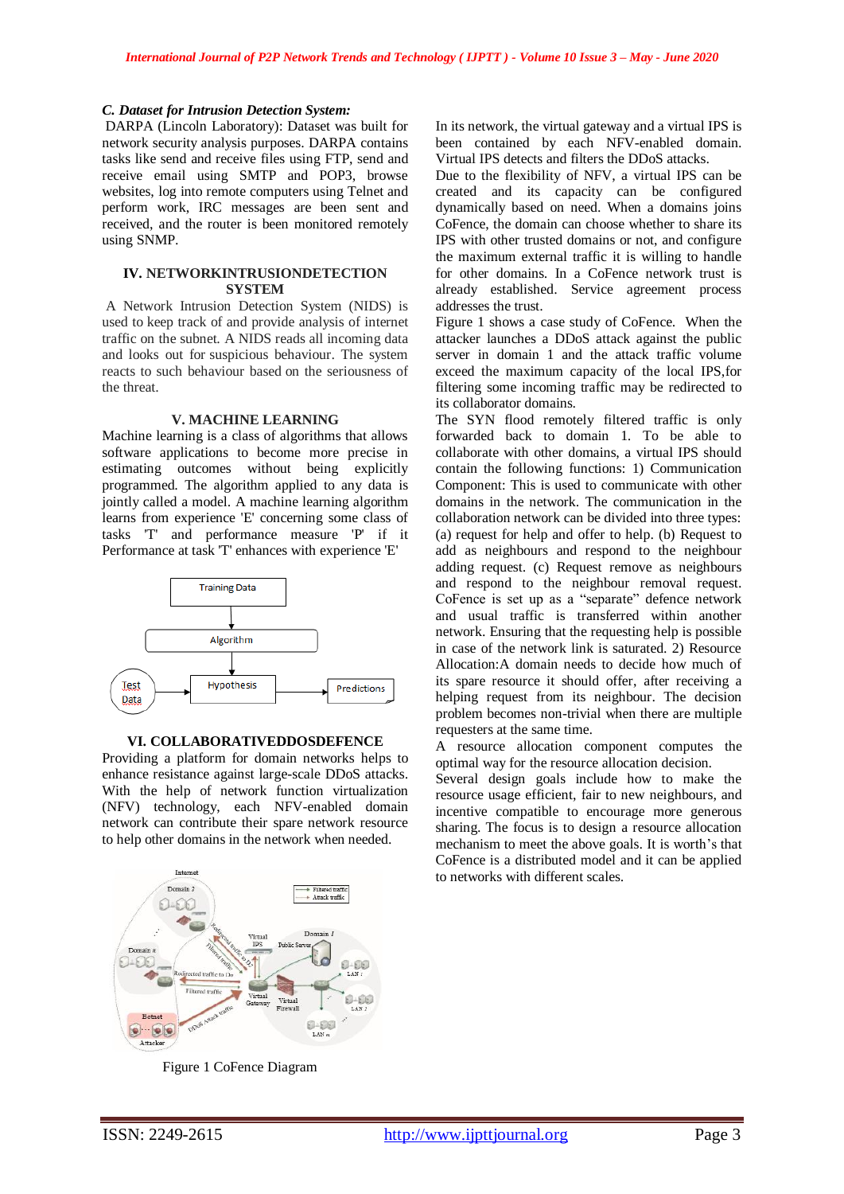*C. Dataset for Intrusion Detection System:*

DARPA (Lincoln Laboratory): Dataset was built for network security analysis purposes. DARPA contains tasks like send and receive files using FTP, send and receive email using SMTP and POP3, browse websites, log into remote computers using Telnet and perform work, IRC messages are been sent and received, and the router is been monitored remotely using SNMP.

## IV. NETWORKINTRUSIONDETECTION SYSTEM

A Network Intrusion Detection System (NIDS) is used to keep track of and provide analysis of internet traffic on the subnet. A NIDS reads all incoming data and looks out for suspicious behaviour. The system reacts to such behaviour based on the seriousness of the threat.

## V. MACHINE LEARNING

Machine learning is a class of algorithms that allows software applications to become more precise in estimating outcomes without being explicitly programmed. The algorithm applied to any data is jointly called a model. A machine learning algorithm learns from experience 'E' concerning some class of tasks 'T' and performance measure 'P' if it Performance at task 'T' enhances with experience 'E'

Training Data → Algorithm → Hypothesis → Predictions; Test Data → Hypothesis

## VI. COLLABORATIVEDDOSDEFENCE

Providing a platform for domain networks helps to enhance resistance against large-scale DDoS attacks. With the help of network function virtualization (NFV) technology, each NFV-enabled domain network can contribute their spare network resource to help other domains in the network when needed.

Figure 1 CoFence Diagram

In its network, the virtual gateway and a virtual IPS is been contained by each NFV-enabled domain. Virtual IPS detects and filters the DDoS attacks.

Due to the flexibility of NFV, a virtual IPS can be created and its capacity can be configured dynamically based on need. When a domains joins CoFence, the domain can choose whether to share its IPS with other trusted domains or not, and configure the maximum external traffic it is willing to handle for other domains. In a CoFence network trust is already established. Service agreement process addresses the trust.

Figure 1 shows a case study of CoFence. When the attacker launches a DDoS attack against the public server in domain 1 and the attack traffic volume exceed the maximum capacity of the local IPS,for filtering some incoming traffic may be redirected to its collaborator domains.

The SYN flood remotely filtered traffic is only forwarded back to domain 1. To be able to collaborate with other domains, a virtual IPS should contain the following functions: 1) Communication Component: This is used to communicate with other domains in the network. The communication in the collaboration network can be divided into three types: (a) request for help and offer to help. (b) Request to add as neighbours and respond to the neighbour adding request. (c) Request remove as neighbours and respond to the neighbour removal request. CoFence is set up as a "separate" defence network and usual traffic is transferred within another network. Ensuring that the requesting help is possible in case of the network link is saturated. 2) Resource Allocation:A domain needs to decide how much of its spare resource it should offer, after receiving a helping request from its neighbour. The decision problem becomes non-trivial when there are multiple requesters at the same time.

A resource allocation component computes the optimal way for the resource allocation decision.

Several design goals include how to make the resource usage efficient, fair to new neighbours, and incentive compatible to encourage more generous sharing. The focus is to design a resource allocation mechanism to meet the above goals. It is worth's that CoFence is a distributed model and it can be applied to networks with different scales.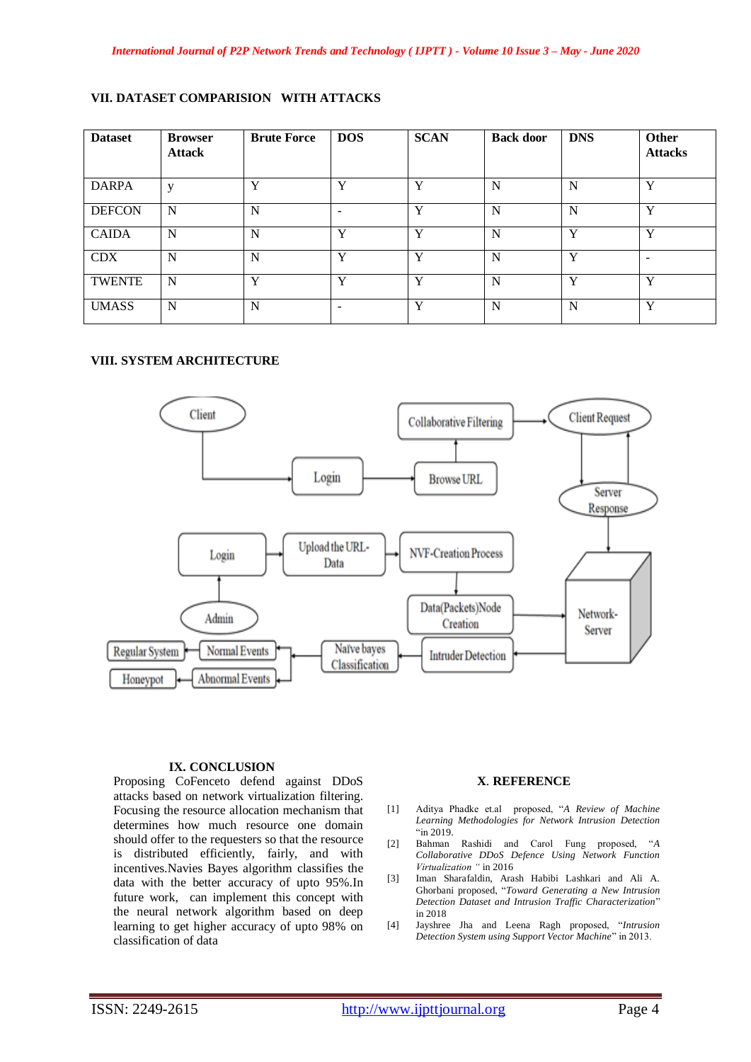## VII. DATASET COMPARISION WITH ATTACKS

| Dataset | Browser Attack | Brute Force | DOS | SCAN | Back door | DNS | Other Attacks |
|---|---|---|---|---|---|---|---|
| DARPA | y | Y | Y | Y | N | N | Y |
| DEFCON | N | N | - | Y | N | N | Y |
| CAIDA | N | N | Y | Y | N | Y | Y |
| CDX | N | N | Y | Y | N | Y | - |
| TWENTE | N | Y | Y | Y | N | Y | Y |
| UMASS | N | N | - | Y | N | N | Y |

## VIII. SYSTEM ARCHITECTURE

Client → Login → Browse URL → Collaborative Filtering → Client Request ⇄ Server Response → Network-Server

Admin → Login → Upload the URL-Data → NVF-Creation Process → Data(Packets)Node Creation → Network-Server → Intruder Detection → Naïve bayes Classification → Normal Events → Regular System; Abnormal Events → Honeypot

## IX. CONCLUSION

Proposing CoFenceto defend against DDoS attacks based on network virtualization filtering. Focusing the resource allocation mechanism that determines how much resource one domain should offer to the requesters so that the resource is distributed efficiently, fairly, and with incentives.Navies Bayes algorithm classifies the data with the better accuracy of upto 95%.In future work, can implement this concept with the neural network algorithm based on deep learning to get higher accuracy of upto 98% on classification of data

## X. REFERENCE

[1] Aditya Phadke et.al proposed, "*A Review of Machine Learning Methodologies for Network Intrusion Detection* "in 2019.

[2] Bahman Rashidi and Carol Fung proposed, "*A Collaborative DDoS Defence Using Network Function Virtualization* " in 2016

[3] Iman Sharafaldin, Arash Habibi Lashkari and Ali A. Ghorbani proposed, "*Toward Generating a New Intrusion Detection Dataset and Intrusion Traffic Characterization*" in 2018

[4] Jayshree Jha and Leena Ragh proposed, "*Intrusion Detection System using Support Vector Machine*" in 2013.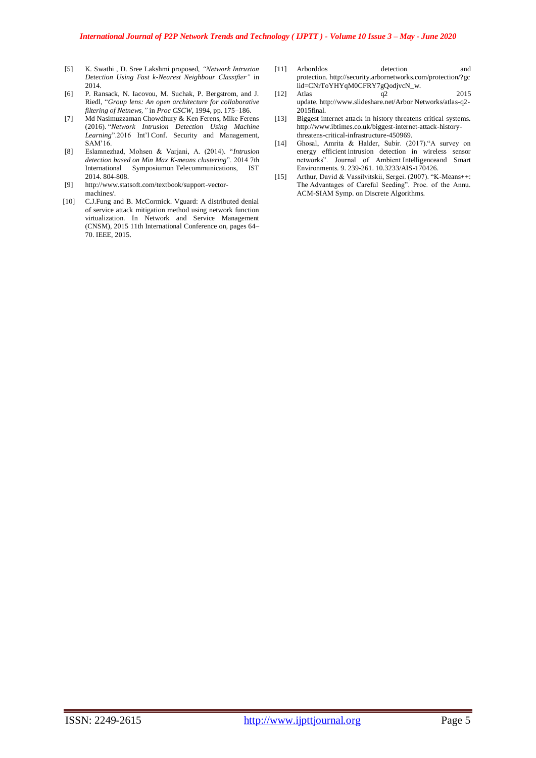[5] K. Swathi , D. Sree Lakshmi proposed, *"Network Intrusion Detection Using Fast k-Nearest Neighbour Classifier"* in 2014.

[6] P. Ransack, N. Iacovou, M. Suchak, P. Bergstrom, and J. Riedl, "*Group lens: An open architecture for collaborative filtering of Netnews,"* in *Proc CSCW*, 1994, pp. 175–186.

[7] Md Nasimuzzaman Chowdhury & Ken Ferens, Mike Ferens (2016). "*Network Intrusion Detection Using Machine Learning*".2016 Int'l Conf. Security and Management, SAM'16.

[8] Eslamnezhad, Mohsen & Varjani, A. (2014). "*Intrusion detection based on Min Max K-means clustering*". 2014 7th International Symposiumon Telecommunications, IST 2014. 804-808.

[9] http://www.statsoft.com/textbook/support-vector-machines/.

[10] C.J.Fung and B. McCormick. Vguard: A distributed denial of service attack mitigation method using network function virtualization. In Network and Service Management (CNSM), 2015 11th International Conference on, pages 64–70. IEEE, 2015.

[11] Arborddos detection and protection. http://security.arbornetworks.com/protection/?gclid=CNrToYHYqM0CFRY7gQodjvcN_w.

[12] Atlas q2 2015 update. http://www.slideshare.net/Arbor Networks/atlas-q2-2015final.

[13] Biggest internet attack in history threatens critical systems. http://www.ibtimes.co.uk/biggest-internet-attack-history-threatens-critical-infrastructure-450969.

[14] Ghosal, Amrita & Halder, Subir. (2017)."A survey on energy efficient intrusion detection in wireless sensor networks". Journal of Ambient Intelligenceand Smart Environments. 9. 239-261. 10.3233/AIS-170426.

[15] Arthur, David & Vassilvitskii, Sergei. (2007). "K-Means++: The Advantages of Careful Seeding". Proc. of the Annu. ACM-SIAM Symp. on Discrete Algorithms.